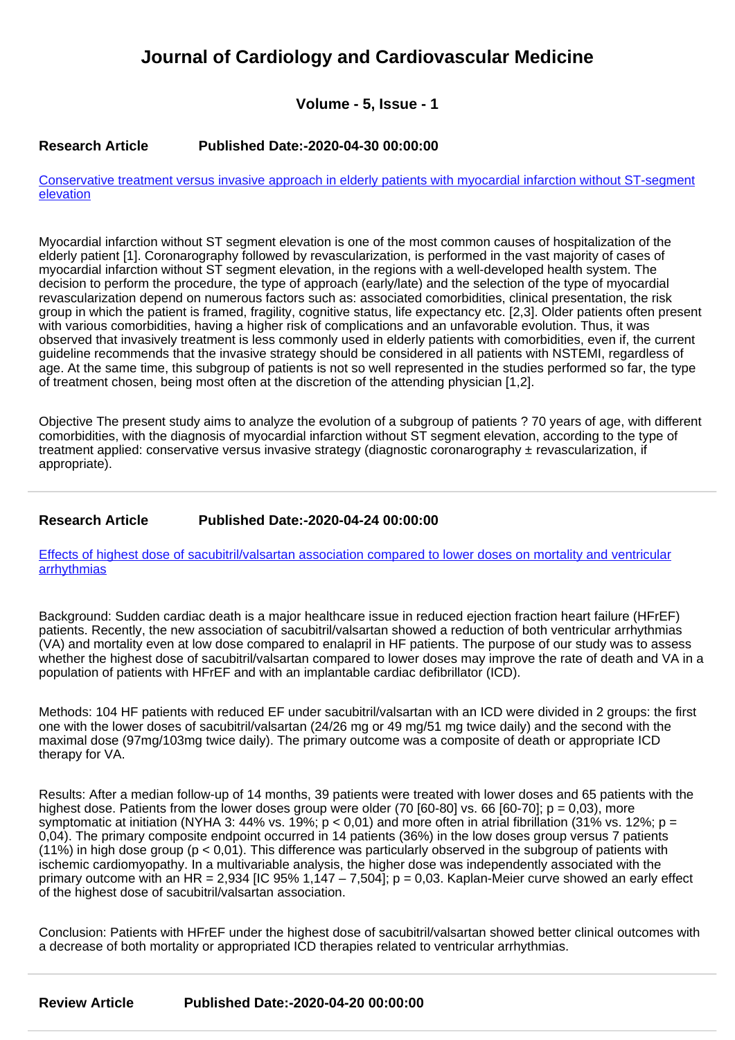# Journal of Cardiology and Cardiovascular Medicine

### Volume - 5, Issue - 1

**Research Article** **Published Date:-2020-04-30 00:00:00**

[Conservative treatment versus invasive approach in elderly patients with myocardial infarction without ST-segment elevation]()

Myocardial infarction without ST segment elevation is one of the most common causes of hospitalization of the elderly patient [1]. Coronarography followed by revascularization, is performed in the vast majority of cases of myocardial infarction without ST segment elevation, in the regions with a well-developed health system. The decision to perform the procedure, the type of approach (early/late) and the selection of the type of myocardial revascularization depend on numerous factors such as: associated comorbidities, clinical presentation, the risk group in which the patient is framed, fragility, cognitive status, life expectancy etc. [2,3]. Older patients often present with various comorbidities, having a higher risk of complications and an unfavorable evolution. Thus, it was observed that invasively treatment is less commonly used in elderly patients with comorbidities, even if, the current guideline recommends that the invasive strategy should be considered in all patients with NSTEMI, regardless of age. At the same time, this subgroup of patients is not so well represented in the studies performed so far, the type of treatment chosen, being most often at the discretion of the attending physician [1,2].

Objective The present study aims to analyze the evolution of a subgroup of patients ? 70 years of age, with different comorbidities, with the diagnosis of myocardial infarction without ST segment elevation, according to the type of treatment applied: conservative versus invasive strategy (diagnostic coronarography ± revascularization, if appropriate).

---

**Research Article** **Published Date:-2020-04-24 00:00:00**

[Effects of highest dose of sacubitril/valsartan association compared to lower doses on mortality and ventricular arrhythmias]()

Background: Sudden cardiac death is a major healthcare issue in reduced ejection fraction heart failure (HFrEF) patients. Recently, the new association of sacubitril/valsartan showed a reduction of both ventricular arrhythmias (VA) and mortality even at low dose compared to enalapril in HF patients. The purpose of our study was to assess whether the highest dose of sacubitril/valsartan compared to lower doses may improve the rate of death and VA in a population of patients with HFrEF and with an implantable cardiac defibrillator (ICD).

Methods: 104 HF patients with reduced EF under sacubitril/valsartan with an ICD were divided in 2 groups: the first one with the lower doses of sacubitril/valsartan (24/26 mg or 49 mg/51 mg twice daily) and the second with the maximal dose (97mg/103mg twice daily). The primary outcome was a composite of death or appropriate ICD therapy for VA.

Results: After a median follow-up of 14 months, 39 patients were treated with lower doses and 65 patients with the highest dose. Patients from the lower doses group were older (70 [60-80] vs. 66 [60-70]; p = 0,03), more symptomatic at initiation (NYHA 3: 44% vs. 19%; p < 0,01) and more often in atrial fibrillation (31% vs. 12%; p = 0,04). The primary composite endpoint occurred in 14 patients (36%) in the low doses group versus 7 patients (11%) in high dose group (p < 0,01). This difference was particularly observed in the subgroup of patients with ischemic cardiomyopathy. In a multivariable analysis, the higher dose was independently associated with the primary outcome with an HR = 2,934 [IC 95% 1,147 – 7,504]; p = 0,03. Kaplan-Meier curve showed an early effect of the highest dose of sacubitril/valsartan association.

Conclusion: Patients with HFrEF under the highest dose of sacubitril/valsartan showed better clinical outcomes with a decrease of both mortality or appropriated ICD therapies related to ventricular arrhythmias.

---

**Review Article** **Published Date:-2020-04-20 00:00:00**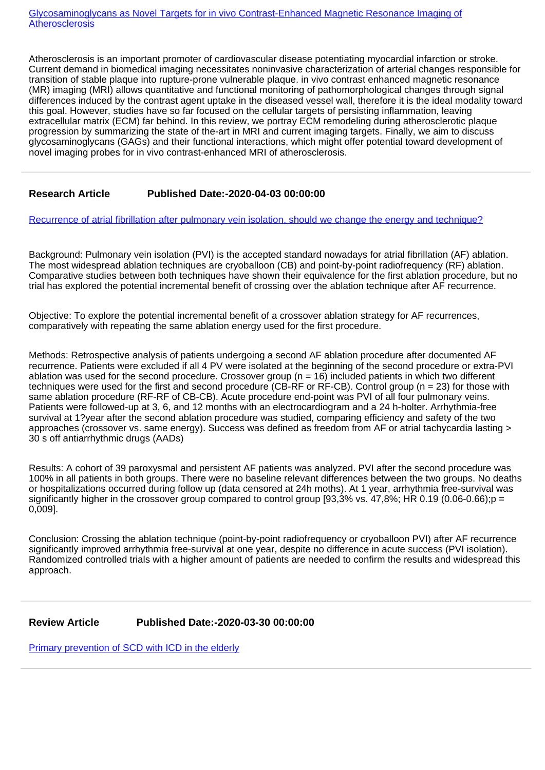[Glycosaminoglycans as Novel Targets for in vivo Contrast-Enhanced Magnetic Resonance Imaging of Atherosclerosis]

Atherosclerosis is an important promoter of cardiovascular disease potentiating myocardial infarction or stroke. Current demand in biomedical imaging necessitates noninvasive characterization of arterial changes responsible for transition of stable plaque into rupture-prone vulnerable plaque. in vivo contrast enhanced magnetic resonance (MR) imaging (MRI) allows quantitative and functional monitoring of pathomorphological changes through signal differences induced by the contrast agent uptake in the diseased vessel wall, therefore it is the ideal modality toward this goal. However, studies have so far focused on the cellular targets of persisting inflammation, leaving extracellular matrix (ECM) far behind. In this review, we portray ECM remodeling during atherosclerotic plaque progression by summarizing the state of the-art in MRI and current imaging targets. Finally, we aim to discuss glycosaminoglycans (GAGs) and their functional interactions, which might offer potential toward development of novel imaging probes for in vivo contrast-enhanced MRI of atherosclerosis.

---

**Research Article** **Published Date:-2020-04-03 00:00:00**

[Recurrence of atrial fibrillation after pulmonary vein isolation, should we change the energy and technique?]

Background: Pulmonary vein isolation (PVI) is the accepted standard nowadays for atrial fibrillation (AF) ablation. The most widespread ablation techniques are cryoballoon (CB) and point-by-point radiofrequency (RF) ablation. Comparative studies between both techniques have shown their equivalence for the first ablation procedure, but no trial has explored the potential incremental benefit of crossing over the ablation technique after AF recurrence.

Objective: To explore the potential incremental benefit of a crossover ablation strategy for AF recurrences, comparatively with repeating the same ablation energy used for the first procedure.

Methods: Retrospective analysis of patients undergoing a second AF ablation procedure after documented AF recurrence. Patients were excluded if all 4 PV were isolated at the beginning of the second procedure or extra-PVI ablation was used for the second procedure. Crossover group ($n = 16$) included patients in which two different techniques were used for the first and second procedure (CB-RF or RF-CB). Control group ($n = 23$) for those with same ablation procedure (RF-RF of CB-CB). Acute procedure end-point was PVI of all four pulmonary veins. Patients were followed-up at 3, 6, and 12 months with an electrocardiogram and a 24 h-holter. Arrhythmia-free survival at 1?year after the second ablation procedure was studied, comparing efficiency and safety of the two approaches (crossover vs. same energy). Success was defined as freedom from AF or atrial tachycardia lasting > 30 s off antiarrhythmic drugs (AADs)

Results: A cohort of 39 paroxysmal and persistent AF patients was analyzed. PVI after the second procedure was 100% in all patients in both groups. There were no baseline relevant differences between the two groups. No deaths or hospitalizations occurred during follow up (data censored at 24h moths). At 1 year, arrhythmia free-survival was significantly higher in the crossover group compared to control group [93,3% vs. 47,8%; HR 0.19 (0.06-0.66);p = 0,009].

Conclusion: Crossing the ablation technique (point-by-point radiofrequency or cryoballoon PVI) after AF recurrence significantly improved arrhythmia free-survival at one year, despite no difference in acute success (PVI isolation). Randomized controlled trials with a higher amount of patients are needed to confirm the results and widespread this approach.

---

**Review Article** **Published Date:-2020-03-30 00:00:00**

[Primary prevention of SCD with ICD in the elderly]

---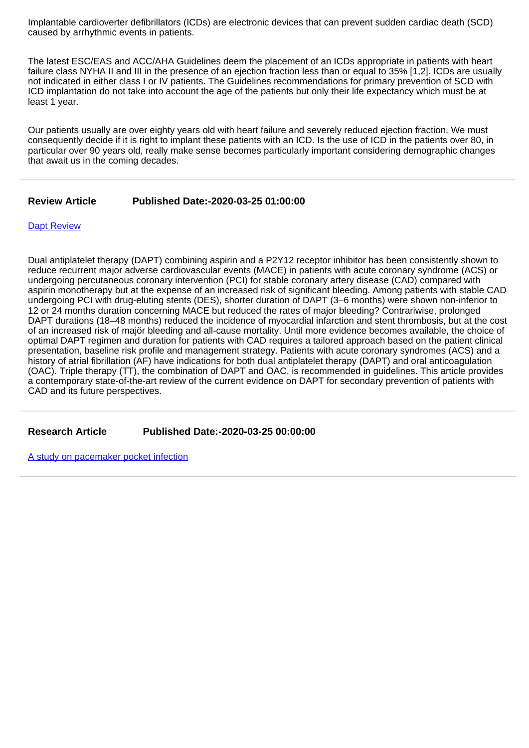Implantable cardioverter defibrillators (ICDs) are electronic devices that can prevent sudden cardiac death (SCD) caused by arrhythmic events in patients.

The latest ESC/EAS and ACC/AHA Guidelines deem the placement of an ICDs appropriate in patients with heart failure class NYHA II and III in the presence of an ejection fraction less than or equal to 35% [1,2]. ICDs are usually not indicated in either class I or IV patients. The Guidelines recommendations for primary prevention of SCD with ICD implantation do not take into account the age of the patients but only their life expectancy which must be at least 1 year.

Our patients usually are over eighty years old with heart failure and severely reduced ejection fraction. We must consequently decide if it is right to implant these patients with an ICD. Is the use of ICD in the patients over 80, in particular over 90 years old, really make sense becomes particularly important considering demographic changes that await us in the coming decades.

---

**Review Article** **Published Date:-2020-03-25 01:00:00**

[Dapt Review]

Dual antiplatelet therapy (DAPT) combining aspirin and a P2Y12 receptor inhibitor has been consistently shown to reduce recurrent major adverse cardiovascular events (MACE) in patients with acute coronary syndrome (ACS) or undergoing percutaneous coronary intervention (PCI) for stable coronary artery disease (CAD) compared with aspirin monotherapy but at the expense of an increased risk of significant bleeding. Among patients with stable CAD undergoing PCI with drug-eluting stents (DES), shorter duration of DAPT (3–6 months) were shown non-inferior to 12 or 24 months duration concerning MACE but reduced the rates of major bleeding? Contrariwise, prolonged DAPT durations (18–48 months) reduced the incidence of myocardial infarction and stent thrombosis, but at the cost of an increased risk of majör bleeding and all-cause mortality. Until more evidence becomes available, the choice of optimal DAPT regimen and duration for patients with CAD requires a tailored approach based on the patient clinical presentation, baseline risk profile and management strategy. Patients with acute coronary syndromes (ACS) and a history of atrial fibrillation (AF) have indications for both dual antiplatelet therapy (DAPT) and oral anticoagulation (OAC). Triple therapy (TT), the combination of DAPT and OAC, is recommended in guidelines. This article provides a contemporary state-of-the-art review of the current evidence on DAPT for secondary prevention of patients with CAD and its future perspectives.

---

**Research Article** **Published Date:-2020-03-25 00:00:00**

[A study on pacemaker pocket infection]

---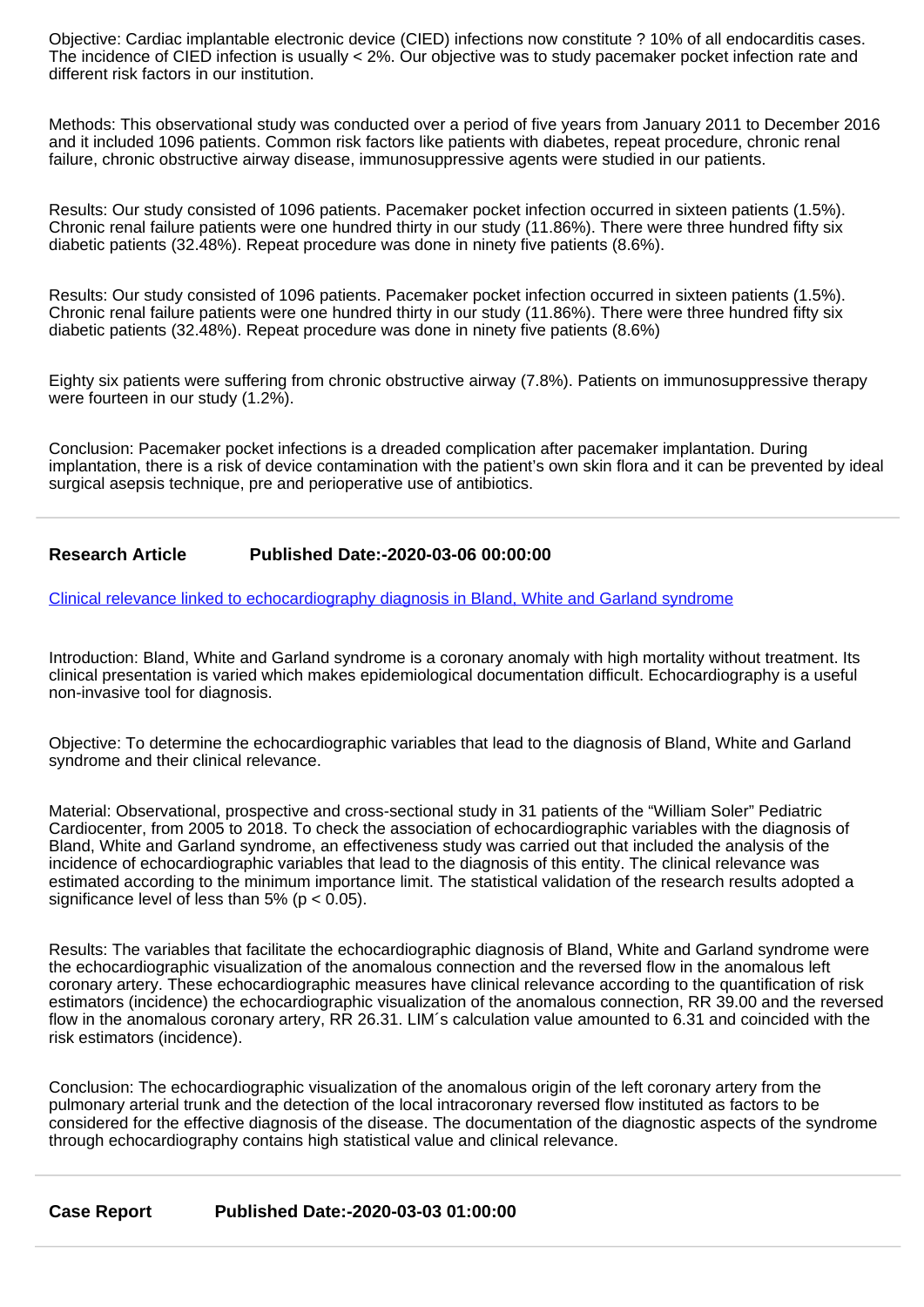Objective: Cardiac implantable electronic device (CIED) infections now constitute ? 10% of all endocarditis cases. The incidence of CIED infection is usually < 2%. Our objective was to study pacemaker pocket infection rate and different risk factors in our institution.

Methods: This observational study was conducted over a period of five years from January 2011 to December 2016 and it included 1096 patients. Common risk factors like patients with diabetes, repeat procedure, chronic renal failure, chronic obstructive airway disease, immunosuppressive agents were studied in our patients.

Results: Our study consisted of 1096 patients. Pacemaker pocket infection occurred in sixteen patients (1.5%). Chronic renal failure patients were one hundred thirty in our study (11.86%). There were three hundred fifty six diabetic patients (32.48%). Repeat procedure was done in ninety five patients (8.6%).

Results: Our study consisted of 1096 patients. Pacemaker pocket infection occurred in sixteen patients (1.5%). Chronic renal failure patients were one hundred thirty in our study (11.86%). There were three hundred fifty six diabetic patients (32.48%). Repeat procedure was done in ninety five patients (8.6%)

Eighty six patients were suffering from chronic obstructive airway (7.8%). Patients on immunosuppressive therapy were fourteen in our study (1.2%).

Conclusion: Pacemaker pocket infections is a dreaded complication after pacemaker implantation. During implantation, there is a risk of device contamination with the patient's own skin flora and it can be prevented by ideal surgical asepsis technique, pre and perioperative use of antibiotics.

---

**Research Article** **Published Date:-2020-03-06 00:00:00**

Clinical relevance linked to echocardiography diagnosis in Bland, White and Garland syndrome

Introduction: Bland, White and Garland syndrome is a coronary anomaly with high mortality without treatment. Its clinical presentation is varied which makes epidemiological documentation difficult. Echocardiography is a useful non-invasive tool for diagnosis.

Objective: To determine the echocardiographic variables that lead to the diagnosis of Bland, White and Garland syndrome and their clinical relevance.

Material: Observational, prospective and cross-sectional study in 31 patients of the "William Soler" Pediatric Cardiocenter, from 2005 to 2018. To check the association of echocardiographic variables with the diagnosis of Bland, White and Garland syndrome, an effectiveness study was carried out that included the analysis of the incidence of echocardiographic variables that lead to the diagnosis of this entity. The clinical relevance was estimated according to the minimum importance limit. The statistical validation of the research results adopted a significance level of less than 5% ($p < 0.05$).

Results: The variables that facilitate the echocardiographic diagnosis of Bland, White and Garland syndrome were the echocardiographic visualization of the anomalous connection and the reversed flow in the anomalous left coronary artery. These echocardiographic measures have clinical relevance according to the quantification of risk estimators (incidence) the echocardiographic visualization of the anomalous connection, RR 39.00 and the reversed flow in the anomalous coronary artery, RR 26.31. LIM´s calculation value amounted to 6.31 and coincided with the risk estimators (incidence).

Conclusion: The echocardiographic visualization of the anomalous origin of the left coronary artery from the pulmonary arterial trunk and the detection of the local intracoronary reversed flow instituted as factors to be considered for the effective diagnosis of the disease. The documentation of the diagnostic aspects of the syndrome through echocardiography contains high statistical value and clinical relevance.

---

**Case Report** **Published Date:-2020-03-03 01:00:00**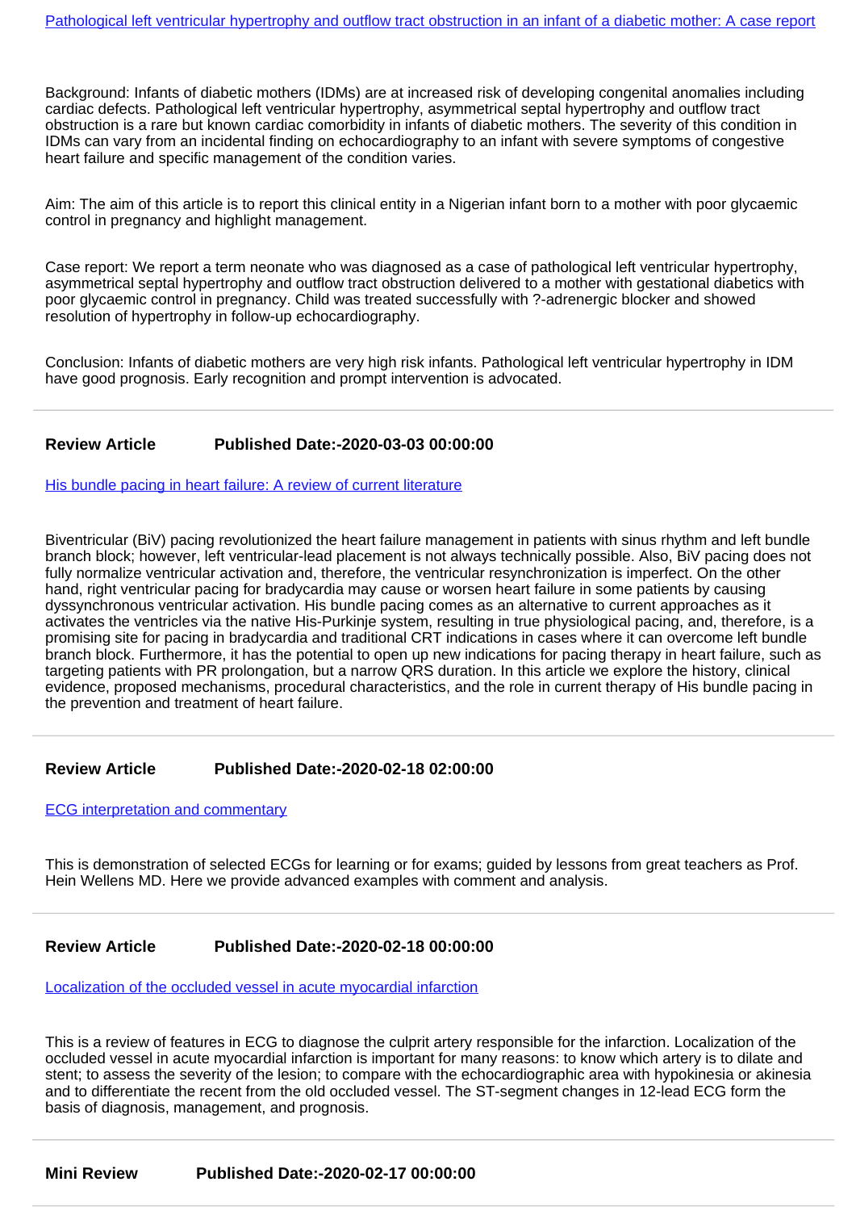[Pathological left ventricular hypertrophy and outflow tract obstruction in an infant of a diabetic mother: A case report]

Background: Infants of diabetic mothers (IDMs) are at increased risk of developing congenital anomalies including cardiac defects. Pathological left ventricular hypertrophy, asymmetrical septal hypertrophy and outflow tract obstruction is a rare but known cardiac comorbidity in infants of diabetic mothers. The severity of this condition in IDMs can vary from an incidental finding on echocardiography to an infant with severe symptoms of congestive heart failure and specific management of the condition varies.

Aim: The aim of this article is to report this clinical entity in a Nigerian infant born to a mother with poor glycaemic control in pregnancy and highlight management.

Case report: We report a term neonate who was diagnosed as a case of pathological left ventricular hypertrophy, asymmetrical septal hypertrophy and outflow tract obstruction delivered to a mother with gestational diabetics with poor glycaemic control in pregnancy. Child was treated successfully with ?-adrenergic blocker and showed resolution of hypertrophy in follow-up echocardiography.

Conclusion: Infants of diabetic mothers are very high risk infants. Pathological left ventricular hypertrophy in IDM have good prognosis. Early recognition and prompt intervention is advocated.

---

**Review Article** **Published Date:-2020-03-03 00:00:00**

[His bundle pacing in heart failure: A review of current literature]

Biventricular (BiV) pacing revolutionized the heart failure management in patients with sinus rhythm and left bundle branch block; however, left ventricular-lead placement is not always technically possible. Also, BiV pacing does not fully normalize ventricular activation and, therefore, the ventricular resynchronization is imperfect. On the other hand, right ventricular pacing for bradycardia may cause or worsen heart failure in some patients by causing dyssynchronous ventricular activation. His bundle pacing comes as an alternative to current approaches as it activates the ventricles via the native His-Purkinje system, resulting in true physiological pacing, and, therefore, is a promising site for pacing in bradycardia and traditional CRT indications in cases where it can overcome left bundle branch block. Furthermore, it has the potential to open up new indications for pacing therapy in heart failure, such as targeting patients with PR prolongation, but a narrow QRS duration. In this article we explore the history, clinical evidence, proposed mechanisms, procedural characteristics, and the role in current therapy of His bundle pacing in the prevention and treatment of heart failure.

---

**Review Article** **Published Date:-2020-02-18 02:00:00**

[ECG interpretation and commentary]

This is demonstration of selected ECGs for learning or for exams; guided by lessons from great teachers as Prof. Hein Wellens MD. Here we provide advanced examples with comment and analysis.

---

**Review Article** **Published Date:-2020-02-18 00:00:00**

[Localization of the occluded vessel in acute myocardial infarction]

This is a review of features in ECG to diagnose the culprit artery responsible for the infarction. Localization of the occluded vessel in acute myocardial infarction is important for many reasons: to know which artery is to dilate and stent; to assess the severity of the lesion; to compare with the echocardiographic area with hypokinesia or akinesia and to differentiate the recent from the old occluded vessel. The ST-segment changes in 12-lead ECG form the basis of diagnosis, management, and prognosis.

---

**Mini Review** **Published Date:-2020-02-17 00:00:00**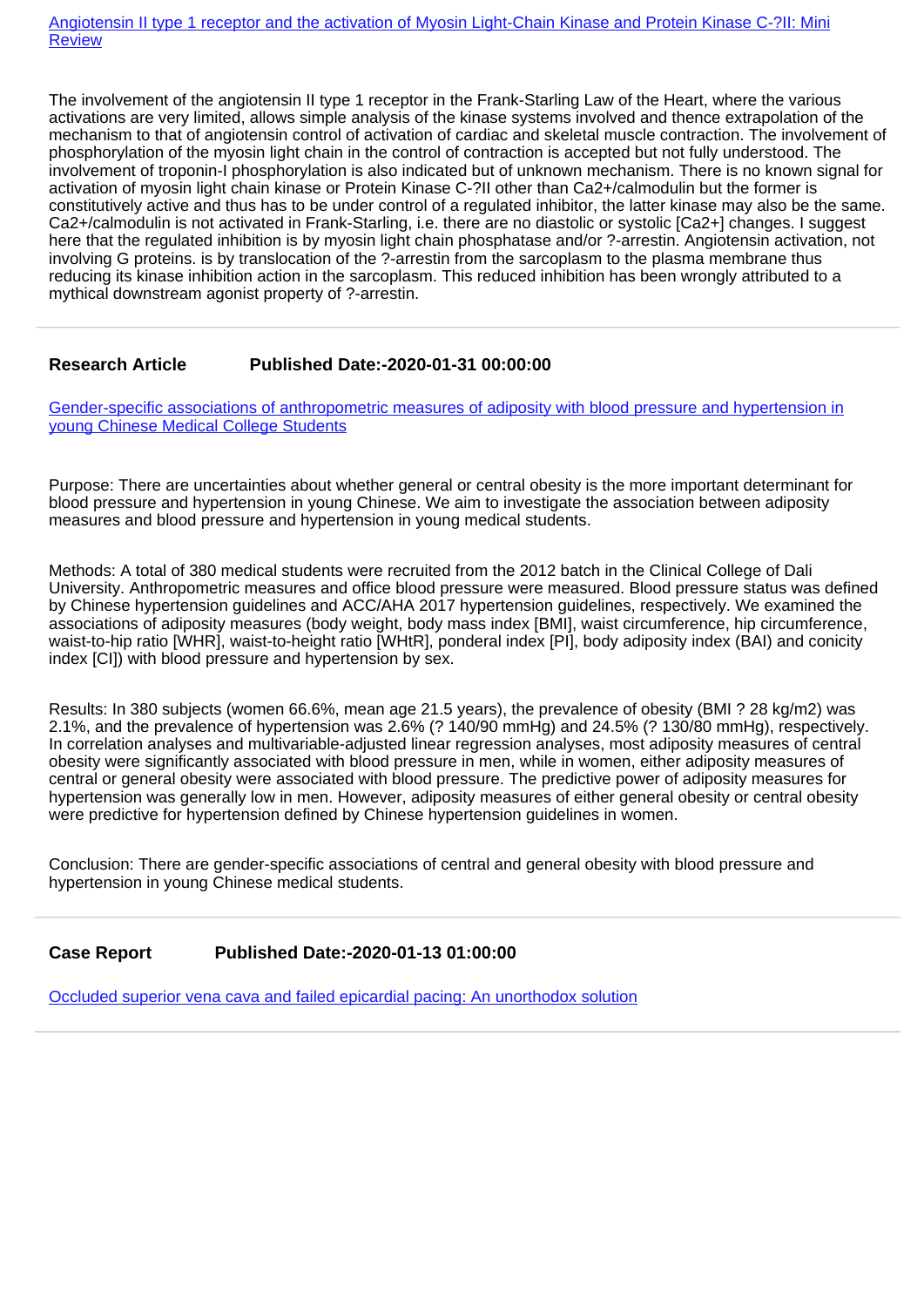[Angiotensin II type 1 receptor and the activation of Myosin Light-Chain Kinase and Protein Kinase C-?II: Mini Review]

The involvement of the angiotensin II type 1 receptor in the Frank-Starling Law of the Heart, where the various activations are very limited, allows simple analysis of the kinase systems involved and thence extrapolation of the mechanism to that of angiotensin control of activation of cardiac and skeletal muscle contraction. The involvement of phosphorylation of the myosin light chain in the control of contraction is accepted but not fully understood. The involvement of troponin-I phosphorylation is also indicated but of unknown mechanism. There is no known signal for activation of myosin light chain kinase or Protein Kinase C-?II other than Ca2+/calmodulin but the former is constitutively active and thus has to be under control of a regulated inhibitor, the latter kinase may also be the same. Ca2+/calmodulin is not activated in Frank-Starling, i.e. there are no diastolic or systolic [Ca2+] changes. I suggest here that the regulated inhibition is by myosin light chain phosphatase and/or ?-arrestin. Angiotensin activation, not involving G proteins. is by translocation of the ?-arrestin from the sarcoplasm to the plasma membrane thus reducing its kinase inhibition action in the sarcoplasm. This reduced inhibition has been wrongly attributed to a mythical downstream agonist property of ?-arrestin.

---

**Research Article** **Published Date:-2020-01-31 00:00:00**

[Gender-specific associations of anthropometric measures of adiposity with blood pressure and hypertension in young Chinese Medical College Students]

Purpose: There are uncertainties about whether general or central obesity is the more important determinant for blood pressure and hypertension in young Chinese. We aim to investigate the association between adiposity measures and blood pressure and hypertension in young medical students.

Methods: A total of 380 medical students were recruited from the 2012 batch in the Clinical College of Dali University. Anthropometric measures and office blood pressure were measured. Blood pressure status was defined by Chinese hypertension guidelines and ACC/AHA 2017 hypertension guidelines, respectively. We examined the associations of adiposity measures (body weight, body mass index [BMI], waist circumference, hip circumference, waist-to-hip ratio [WHR], waist-to-height ratio [WHtR], ponderal index [PI], body adiposity index (BAI) and conicity index [CI]) with blood pressure and hypertension by sex.

Results: In 380 subjects (women 66.6%, mean age 21.5 years), the prevalence of obesity (BMI ? 28 kg/m2) was 2.1%, and the prevalence of hypertension was 2.6% (? 140/90 mmHg) and 24.5% (? 130/80 mmHg), respectively. In correlation analyses and multivariable-adjusted linear regression analyses, most adiposity measures of central obesity were significantly associated with blood pressure in men, while in women, either adiposity measures of central or general obesity were associated with blood pressure. The predictive power of adiposity measures for hypertension was generally low in men. However, adiposity measures of either general obesity or central obesity were predictive for hypertension defined by Chinese hypertension guidelines in women.

Conclusion: There are gender-specific associations of central and general obesity with blood pressure and hypertension in young Chinese medical students.

---

**Case Report** **Published Date:-2020-01-13 01:00:00**

[Occluded superior vena cava and failed epicardial pacing: An unorthodox solution]

---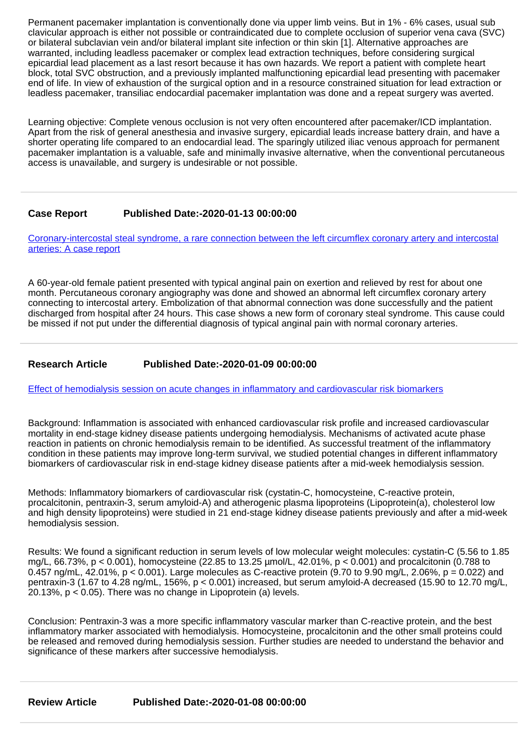Permanent pacemaker implantation is conventionally done via upper limb veins. But in 1% - 6% cases, usual sub clavicular approach is either not possible or contraindicated due to complete occlusion of superior vena cava (SVC) or bilateral subclavian vein and/or bilateral implant site infection or thin skin [1]. Alternative approaches are warranted, including leadless pacemaker or complex lead extraction techniques, before considering surgical epicardial lead placement as a last resort because it has own hazards. We report a patient with complete heart block, total SVC obstruction, and a previously implanted malfunctioning epicardial lead presenting with pacemaker end of life. In view of exhaustion of the surgical option and in a resource constrained situation for lead extraction or leadless pacemaker, transiliac endocardial pacemaker implantation was done and a repeat surgery was averted.

Learning objective: Complete venous occlusion is not very often encountered after pacemaker/ICD implantation. Apart from the risk of general anesthesia and invasive surgery, epicardial leads increase battery drain, and have a shorter operating life compared to an endocardial lead. The sparingly utilized iliac venous approach for permanent pacemaker implantation is a valuable, safe and minimally invasive alternative, when the conventional percutaneous access is unavailable, and surgery is undesirable or not possible.

---

**Case Report** **Published Date:-2020-01-13 00:00:00**

Coronary-intercostal steal syndrome, a rare connection between the left circumflex coronary artery and intercostal arteries: A case report

A 60-year-old female patient presented with typical anginal pain on exertion and relieved by rest for about one month. Percutaneous coronary angiography was done and showed an abnormal left circumflex coronary artery connecting to intercostal artery. Embolization of that abnormal connection was done successfully and the patient discharged from hospital after 24 hours. This case shows a new form of coronary steal syndrome. This cause could be missed if not put under the differential diagnosis of typical anginal pain with normal coronary arteries.

---

**Research Article** **Published Date:-2020-01-09 00:00:00**

Effect of hemodialysis session on acute changes in inflammatory and cardiovascular risk biomarkers

Background: Inflammation is associated with enhanced cardiovascular risk profile and increased cardiovascular mortality in end-stage kidney disease patients undergoing hemodialysis. Mechanisms of activated acute phase reaction in patients on chronic hemodialysis remain to be identified. As successful treatment of the inflammatory condition in these patients may improve long-term survival, we studied potential changes in different inflammatory biomarkers of cardiovascular risk in end-stage kidney disease patients after a mid-week hemodialysis session.

Methods: Inflammatory biomarkers of cardiovascular risk (cystatin-C, homocysteine, C-reactive protein, procalcitonin, pentraxin-3, serum amyloid-A) and atherogenic plasma lipoproteins (Lipoprotein(a), cholesterol low and high density lipoproteins) were studied in 21 end-stage kidney disease patients previously and after a mid-week hemodialysis session.

Results: We found a significant reduction in serum levels of low molecular weight molecules: cystatin-C (5.56 to 1.85 mg/L, 66.73%, $p < 0.001$), homocysteine (22.85 to 13.25 µmol/L, 42.01%, $p < 0.001$) and procalcitonin (0.788 to 0.457 ng/mL, 42.01%, $p < 0.001$). Large molecules as C-reactive protein (9.70 to 9.90 mg/L, 2.06%, $p = 0.022$) and pentraxin-3 (1.67 to 4.28 ng/mL, 156%, $p < 0.001$) increased, but serum amyloid-A decreased (15.90 to 12.70 mg/L, 20.13%, $p < 0.05$). There was no change in Lipoprotein (a) levels.

Conclusion: Pentraxin-3 was a more specific inflammatory vascular marker than C-reactive protein, and the best inflammatory marker associated with hemodialysis. Homocysteine, procalcitonin and the other small proteins could be released and removed during hemodialysis session. Further studies are needed to understand the behavior and significance of these markers after successive hemodialysis.

---

**Review Article** **Published Date:-2020-01-08 00:00:00**

---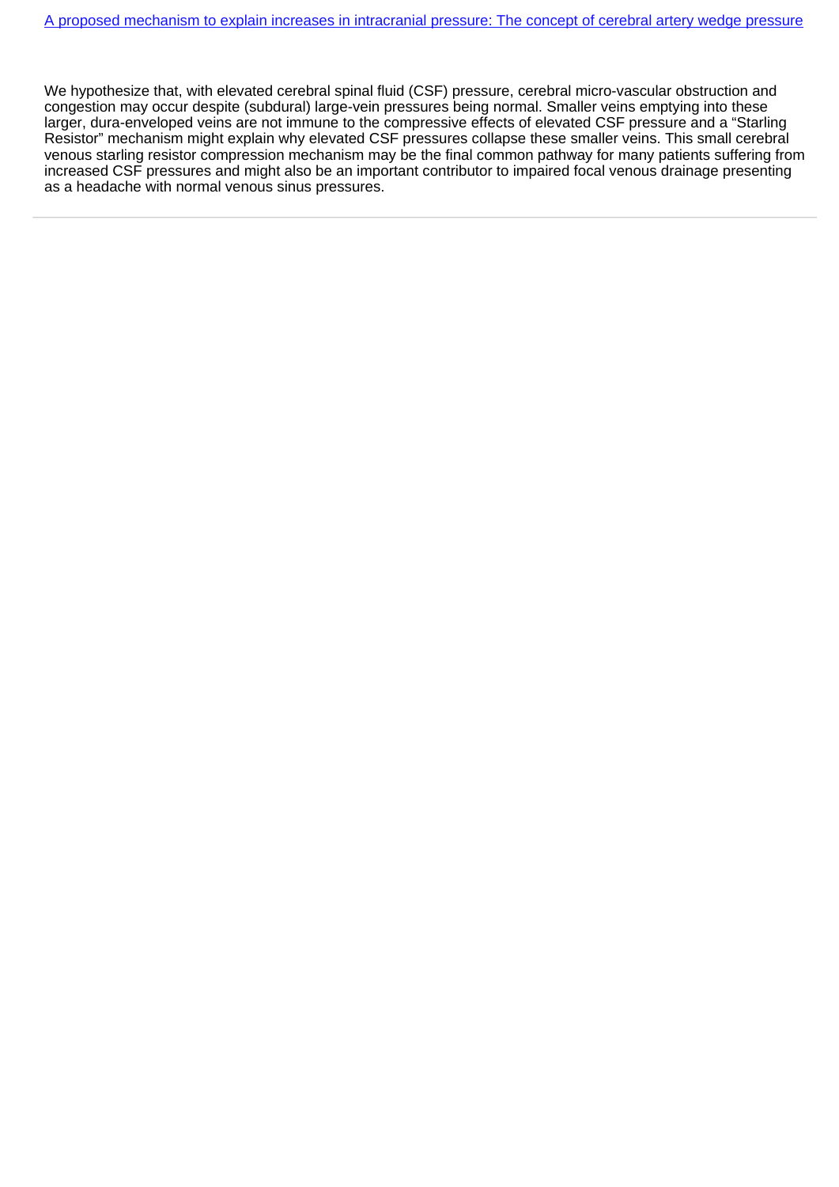[A proposed mechanism to explain increases in intracranial pressure: The concept of cerebral artery wedge pressure]

We hypothesize that, with elevated cerebral spinal fluid (CSF) pressure, cerebral micro-vascular obstruction and congestion may occur despite (subdural) large-vein pressures being normal. Smaller veins emptying into these larger, dura-enveloped veins are not immune to the compressive effects of elevated CSF pressure and a "Starling Resistor" mechanism might explain why elevated CSF pressures collapse these smaller veins. This small cerebral venous starling resistor compression mechanism may be the final common pathway for many patients suffering from increased CSF pressures and might also be an important contributor to impaired focal venous drainage presenting as a headache with normal venous sinus pressures.